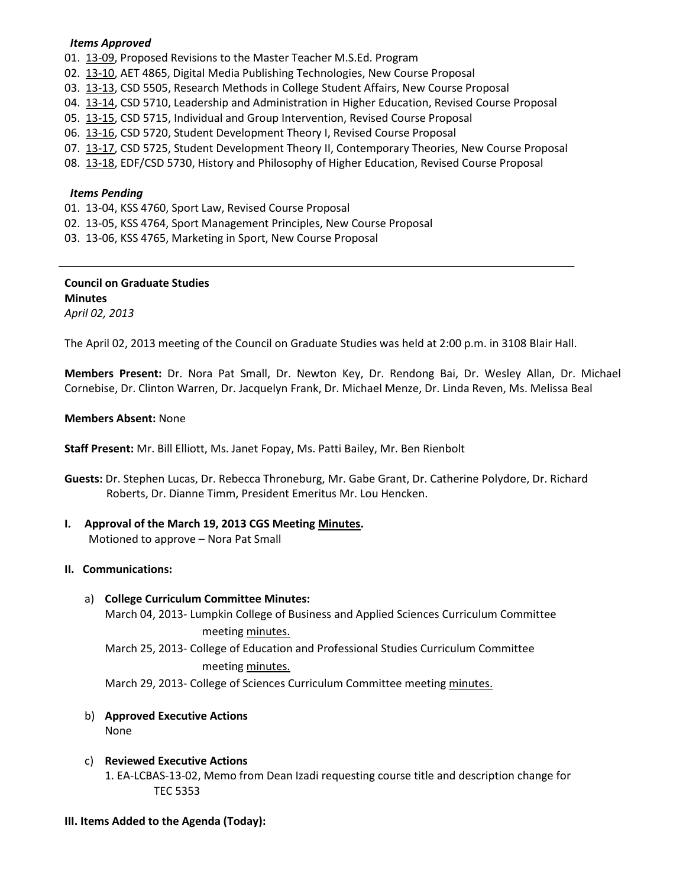*Items Approved*

01. 13-09, Proposed Revisions to the Master Teacher M.S.Ed. Program
02. 13-10, AET 4865, Digital Media Publishing Technologies, New Course Proposal
03. 13-13, CSD 5505, Research Methods in College Student Affairs, New Course Proposal
04. 13-14, CSD 5710, Leadership and Administration in Higher Education, Revised Course Proposal
05. 13-15, CSD 5715, Individual and Group Intervention, Revised Course Proposal
06. 13-16, CSD 5720, Student Development Theory I, Revised Course Proposal
07. 13-17, CSD 5725, Student Development Theory II, Contemporary Theories, New Course Proposal
08. 13-18, EDF/CSD 5730, History and Philosophy of Higher Education, Revised Course Proposal

*Items Pending*

01. 13-04, KSS 4760, Sport Law, Revised Course Proposal
02. 13-05, KSS 4764, Sport Management Principles, New Course Proposal
03. 13-06, KSS 4765, Marketing in Sport, New Course Proposal

---

**Council on Graduate Studies**
**Minutes**
*April 02, 2013*

The April 02, 2013 meeting of the Council on Graduate Studies was held at 2:00 p.m. in 3108 Blair Hall.

**Members Present:** Dr. Nora Pat Small, Dr. Newton Key, Dr. Rendong Bai, Dr. Wesley Allan, Dr. Michael Cornebise, Dr. Clinton Warren, Dr. Jacquelyn Frank, Dr. Michael Menze, Dr. Linda Reven, Ms. Melissa Beal

**Members Absent:** None

**Staff Present:** Mr. Bill Elliott, Ms. Janet Fopay, Ms. Patti Bailey, Mr. Ben Rienbolt

**Guests:** Dr. Stephen Lucas, Dr. Rebecca Throneburg, Mr. Gabe Grant, Dr. Catherine Polydore, Dr. Richard Roberts, Dr. Dianne Timm, President Emeritus Mr. Lou Hencken.

**I. Approval of the March 19, 2013 CGS Meeting Minutes.**
Motioned to approve – Nora Pat Small

**II. Communications:**

a) **College Curriculum Committee Minutes:**
March 04, 2013- Lumpkin College of Business and Applied Sciences Curriculum Committee meeting minutes.
March 25, 2013- College of Education and Professional Studies Curriculum Committee meeting minutes.
March 29, 2013- College of Sciences Curriculum Committee meeting minutes.

b) **Approved Executive Actions**
None

c) **Reviewed Executive Actions**
1. EA-LCBAS-13-02, Memo from Dean Izadi requesting course title and description change for TEC 5353

**III. Items Added to the Agenda (Today):**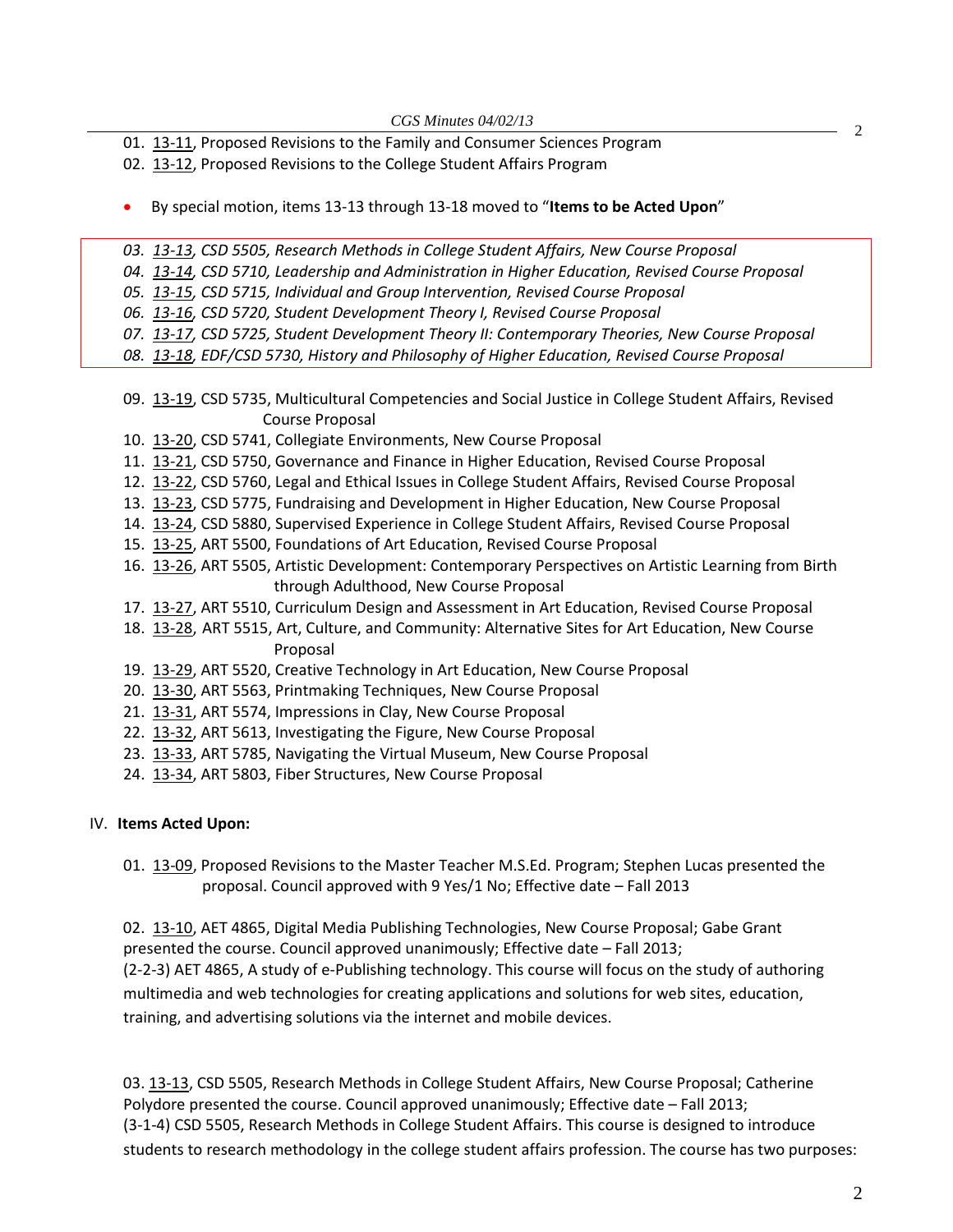01. 13-11, Proposed Revisions to the Family and Consumer Sciences Program
02. 13-12, Proposed Revisions to the College Student Affairs Program

- By special motion, items 13-13 through 13-18 moved to "**Items to be Acted Upon**"

*03. 13-13, CSD 5505, Research Methods in College Student Affairs, New Course Proposal*
*04. 13-14, CSD 5710, Leadership and Administration in Higher Education, Revised Course Proposal*
*05. 13-15, CSD 5715, Individual and Group Intervention, Revised Course Proposal*
*06. 13-16, CSD 5720, Student Development Theory I, Revised Course Proposal*
*07. 13-17, CSD 5725, Student Development Theory II: Contemporary Theories, New Course Proposal*
*08. 13-18, EDF/CSD 5730, History and Philosophy of Higher Education, Revised Course Proposal*

09. 13-19, CSD 5735, Multicultural Competencies and Social Justice in College Student Affairs, Revised Course Proposal
10. 13-20, CSD 5741, Collegiate Environments, New Course Proposal
11. 13-21, CSD 5750, Governance and Finance in Higher Education, Revised Course Proposal
12. 13-22, CSD 5760, Legal and Ethical Issues in College Student Affairs, Revised Course Proposal
13. 13-23, CSD 5775, Fundraising and Development in Higher Education, New Course Proposal
14. 13-24, CSD 5880, Supervised Experience in College Student Affairs, Revised Course Proposal
15. 13-25, ART 5500, Foundations of Art Education, Revised Course Proposal
16. 13-26, ART 5505, Artistic Development: Contemporary Perspectives on Artistic Learning from Birth through Adulthood, New Course Proposal
17. 13-27, ART 5510, Curriculum Design and Assessment in Art Education, Revised Course Proposal
18. 13-28, ART 5515, Art, Culture, and Community: Alternative Sites for Art Education, New Course Proposal
19. 13-29, ART 5520, Creative Technology in Art Education, New Course Proposal
20. 13-30, ART 5563, Printmaking Techniques, New Course Proposal
21. 13-31, ART 5574, Impressions in Clay, New Course Proposal
22. 13-32, ART 5613, Investigating the Figure, New Course Proposal
23. 13-33, ART 5785, Navigating the Virtual Museum, New Course Proposal
24. 13-34, ART 5803, Fiber Structures, New Course Proposal

IV. **Items Acted Upon:**

01. 13-09, Proposed Revisions to the Master Teacher M.S.Ed. Program; Stephen Lucas presented the proposal. Council approved with 9 Yes/1 No; Effective date – Fall 2013

02. 13-10, AET 4865, Digital Media Publishing Technologies, New Course Proposal; Gabe Grant presented the course. Council approved unanimously; Effective date – Fall 2013;
(2-2-3) AET 4865, A study of e-Publishing technology. This course will focus on the study of authoring multimedia and web technologies for creating applications and solutions for web sites, education, training, and advertising solutions via the internet and mobile devices.

03. 13-13, CSD 5505, Research Methods in College Student Affairs, New Course Proposal; Catherine Polydore presented the course. Council approved unanimously; Effective date – Fall 2013;
(3-1-4) CSD 5505, Research Methods in College Student Affairs. This course is designed to introduce students to research methodology in the college student affairs profession. The course has two purposes: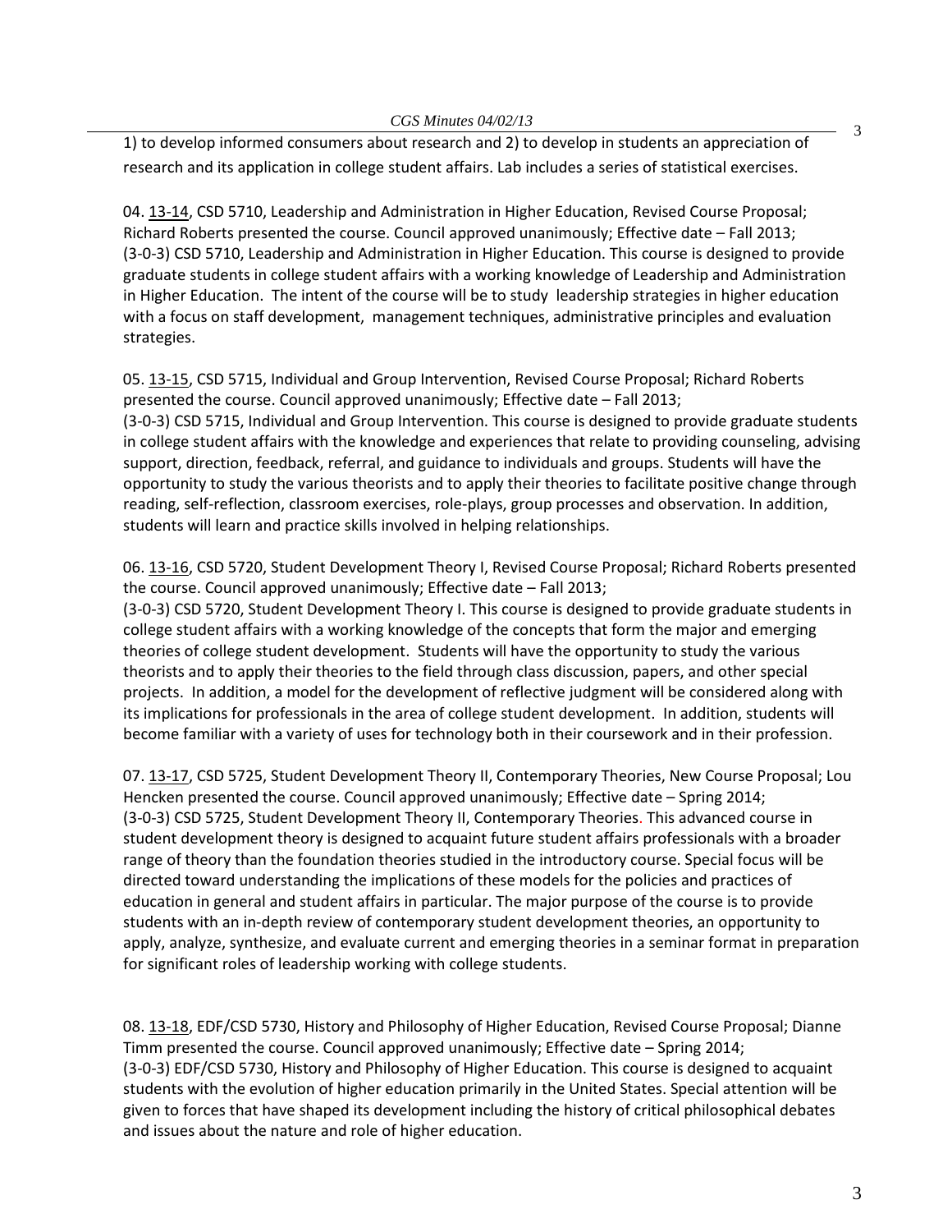1) to develop informed consumers about research and 2) to develop in students an appreciation of research and its application in college student affairs. Lab includes a series of statistical exercises.

04. 13-14, CSD 5710, Leadership and Administration in Higher Education, Revised Course Proposal; Richard Roberts presented the course. Council approved unanimously; Effective date – Fall 2013; (3-0-3) CSD 5710, Leadership and Administration in Higher Education. This course is designed to provide graduate students in college student affairs with a working knowledge of Leadership and Administration in Higher Education. The intent of the course will be to study leadership strategies in higher education with a focus on staff development, management techniques, administrative principles and evaluation strategies.

05. 13-15, CSD 5715, Individual and Group Intervention, Revised Course Proposal; Richard Roberts presented the course. Council approved unanimously; Effective date – Fall 2013; (3-0-3) CSD 5715, Individual and Group Intervention. This course is designed to provide graduate students in college student affairs with the knowledge and experiences that relate to providing counseling, advising support, direction, feedback, referral, and guidance to individuals and groups. Students will have the opportunity to study the various theorists and to apply their theories to facilitate positive change through reading, self-reflection, classroom exercises, role-plays, group processes and observation. In addition, students will learn and practice skills involved in helping relationships.

06. 13-16, CSD 5720, Student Development Theory I, Revised Course Proposal; Richard Roberts presented the course. Council approved unanimously; Effective date – Fall 2013; (3-0-3) CSD 5720, Student Development Theory I. This course is designed to provide graduate students in college student affairs with a working knowledge of the concepts that form the major and emerging theories of college student development. Students will have the opportunity to study the various theorists and to apply their theories to the field through class discussion, papers, and other special projects. In addition, a model for the development of reflective judgment will be considered along with its implications for professionals in the area of college student development. In addition, students will become familiar with a variety of uses for technology both in their coursework and in their profession.

07. 13-17, CSD 5725, Student Development Theory II, Contemporary Theories, New Course Proposal; Lou Hencken presented the course. Council approved unanimously; Effective date – Spring 2014; (3-0-3) CSD 5725, Student Development Theory II, Contemporary Theories. This advanced course in student development theory is designed to acquaint future student affairs professionals with a broader range of theory than the foundation theories studied in the introductory course. Special focus will be directed toward understanding the implications of these models for the policies and practices of education in general and student affairs in particular. The major purpose of the course is to provide students with an in-depth review of contemporary student development theories, an opportunity to apply, analyze, synthesize, and evaluate current and emerging theories in a seminar format in preparation for significant roles of leadership working with college students.

08. 13-18, EDF/CSD 5730, History and Philosophy of Higher Education, Revised Course Proposal; Dianne Timm presented the course. Council approved unanimously; Effective date – Spring 2014; (3-0-3) EDF/CSD 5730, History and Philosophy of Higher Education. This course is designed to acquaint students with the evolution of higher education primarily in the United States. Special attention will be given to forces that have shaped its development including the history of critical philosophical debates and issues about the nature and role of higher education.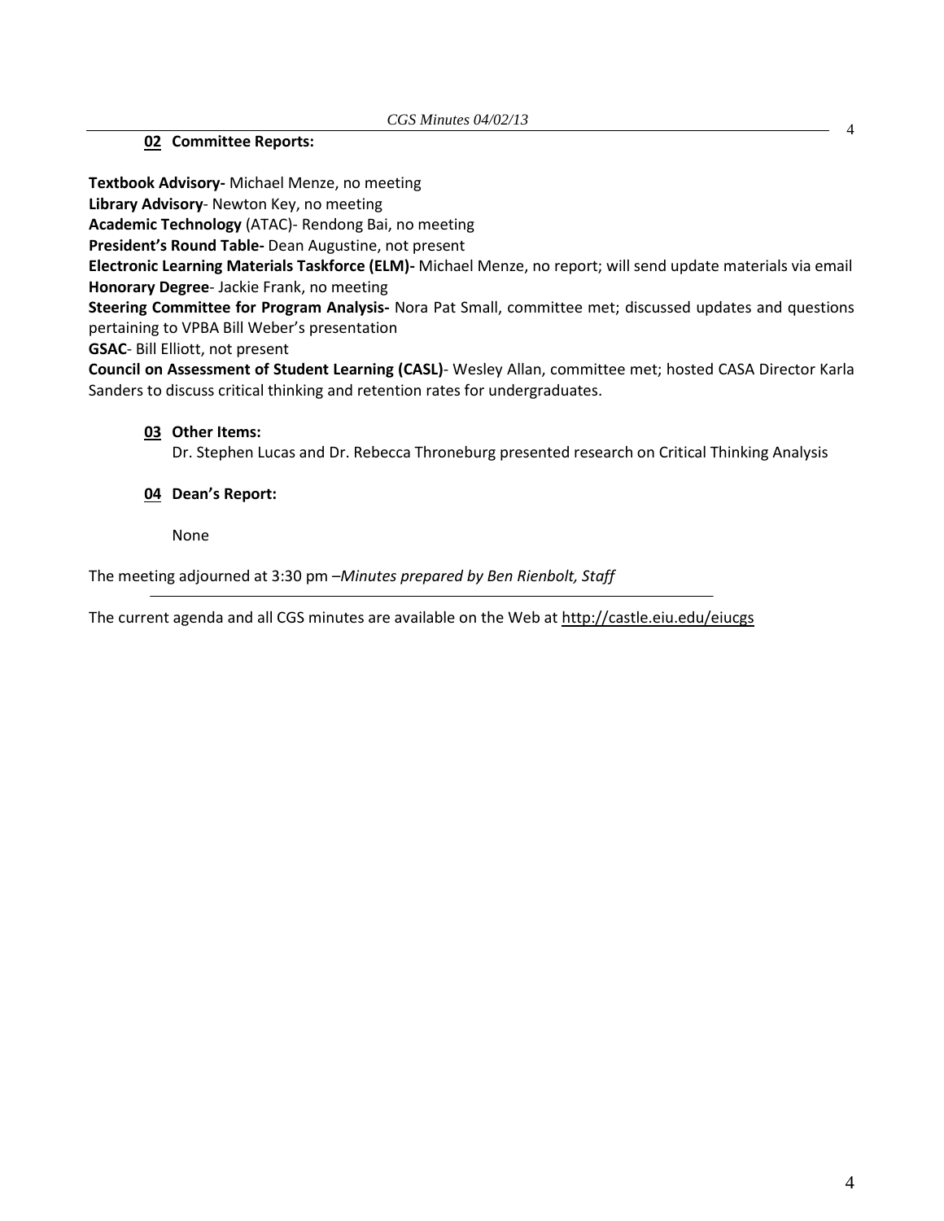**02 Committee Reports:**

**Textbook Advisory-** Michael Menze, no meeting
**Library Advisory**- Newton Key, no meeting
**Academic Technology** (ATAC)- Rendong Bai, no meeting
**President's Round Table-** Dean Augustine, not present
**Electronic Learning Materials Taskforce (ELM)-** Michael Menze, no report; will send update materials via email
**Honorary Degree**- Jackie Frank, no meeting
**Steering Committee for Program Analysis-** Nora Pat Small, committee met; discussed updates and questions pertaining to VPBA Bill Weber's presentation
**GSAC**- Bill Elliott, not present
**Council on Assessment of Student Learning (CASL)**- Wesley Allan, committee met; hosted CASA Director Karla Sanders to discuss critical thinking and retention rates for undergraduates.

**03 Other Items:**

Dr. Stephen Lucas and Dr. Rebecca Throneburg presented research on Critical Thinking Analysis

**04 Dean's Report:**

None

The meeting adjourned at 3:30 pm –*Minutes prepared by Ben Rienbolt, Staff*

---

The current agenda and all CGS minutes are available on the Web at http://castle.eiu.edu/eiucgs